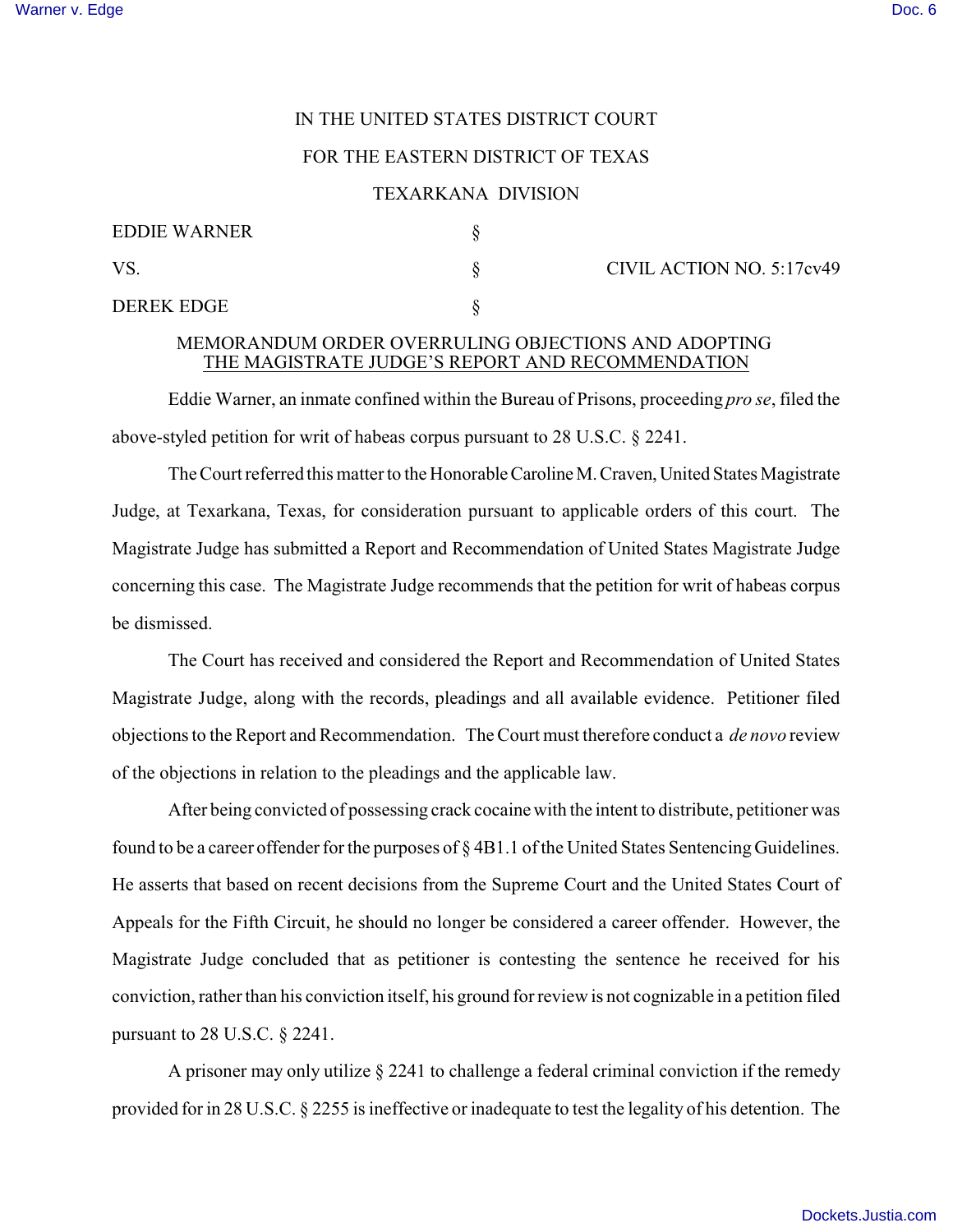IN THE UNITED STATES DISTRICT COURT

FOR THE EASTERN DISTRICT OF TEXAS

TEXARKANA DIVISION

| | | |
|---|---|---|
| EDDIE WARNER | § | |
| VS. | § | CIVIL ACTION NO. 5:17cv49 |
| DEREK EDGE | § | |

MEMORANDUM ORDER OVERRULING OBJECTIONS AND ADOPTING THE MAGISTRATE JUDGE'S REPORT AND RECOMMENDATION

Eddie Warner, an inmate confined within the Bureau of Prisons, proceeding *pro se*, filed the above-styled petition for writ of habeas corpus pursuant to 28 U.S.C. § 2241.

The Court referred this matter to the Honorable Caroline M. Craven, United States Magistrate Judge, at Texarkana, Texas, for consideration pursuant to applicable orders of this court. The Magistrate Judge has submitted a Report and Recommendation of United States Magistrate Judge concerning this case. The Magistrate Judge recommends that the petition for writ of habeas corpus be dismissed.

The Court has received and considered the Report and Recommendation of United States Magistrate Judge, along with the records, pleadings and all available evidence. Petitioner filed objections to the Report and Recommendation. The Court must therefore conduct a *de novo* review of the objections in relation to the pleadings and the applicable law.

After being convicted of possessing crack cocaine with the intent to distribute, petitioner was found to be a career offender for the purposes of § 4B1.1 of the United States Sentencing Guidelines. He asserts that based on recent decisions from the Supreme Court and the United States Court of Appeals for the Fifth Circuit, he should no longer be considered a career offender. However, the Magistrate Judge concluded that as petitioner is contesting the sentence he received for his conviction, rather than his conviction itself, his ground for review is not cognizable in a petition filed pursuant to 28 U.S.C. § 2241.

A prisoner may only utilize § 2241 to challenge a federal criminal conviction if the remedy provided for in 28 U.S.C. § 2255 is ineffective or inadequate to test the legality of his detention. The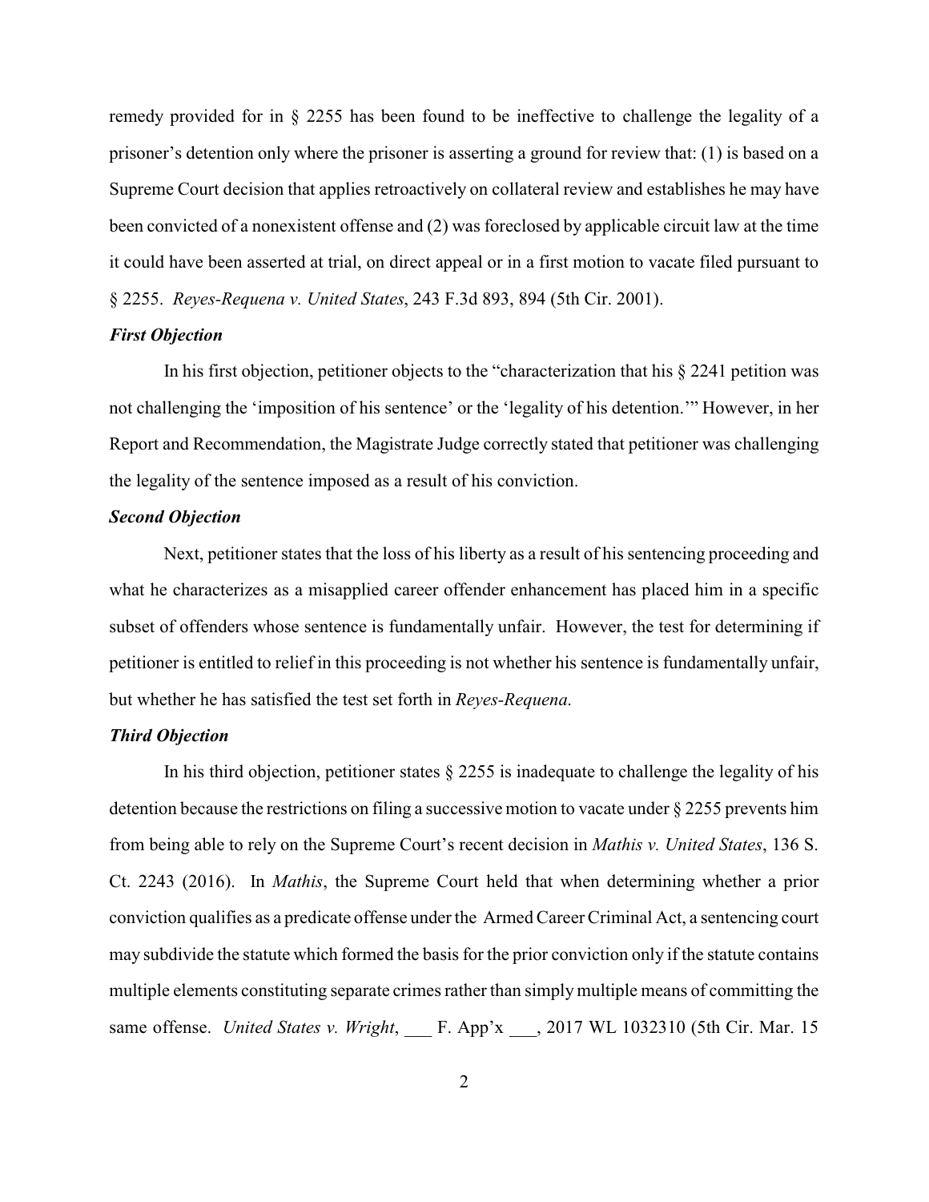remedy provided for in § 2255 has been found to be ineffective to challenge the legality of a prisoner's detention only where the prisoner is asserting a ground for review that: (1) is based on a Supreme Court decision that applies retroactively on collateral review and establishes he may have been convicted of a nonexistent offense and (2) was foreclosed by applicable circuit law at the time it could have been asserted at trial, on direct appeal or in a first motion to vacate filed pursuant to § 2255. *Reyes-Requena v. United States*, 243 F.3d 893, 894 (5th Cir. 2001).

***First Objection***

In his first objection, petitioner objects to the "characterization that his § 2241 petition was not challenging the 'imposition of his sentence' or the 'legality of his detention.'" However, in her Report and Recommendation, the Magistrate Judge correctly stated that petitioner was challenging the legality of the sentence imposed as a result of his conviction.

***Second Objection***

Next, petitioner states that the loss of his liberty as a result of his sentencing proceeding and what he characterizes as a misapplied career offender enhancement has placed him in a specific subset of offenders whose sentence is fundamentally unfair. However, the test for determining if petitioner is entitled to relief in this proceeding is not whether his sentence is fundamentally unfair, but whether he has satisfied the test set forth in *Reyes-Requena*.

***Third Objection***

In his third objection, petitioner states § 2255 is inadequate to challenge the legality of his detention because the restrictions on filing a successive motion to vacate under § 2255 prevents him from being able to rely on the Supreme Court's recent decision in *Mathis v. United States*, 136 S. Ct. 2243 (2016). In *Mathis*, the Supreme Court held that when determining whether a prior conviction qualifies as a predicate offense under the Armed Career Criminal Act, a sentencing court may subdivide the statute which formed the basis for the prior conviction only if the statute contains multiple elements constituting separate crimes rather than simply multiple means of committing the same offense. *United States v. Wright*, ___ F. App'x ___, 2017 WL 1032310 (5th Cir. Mar. 15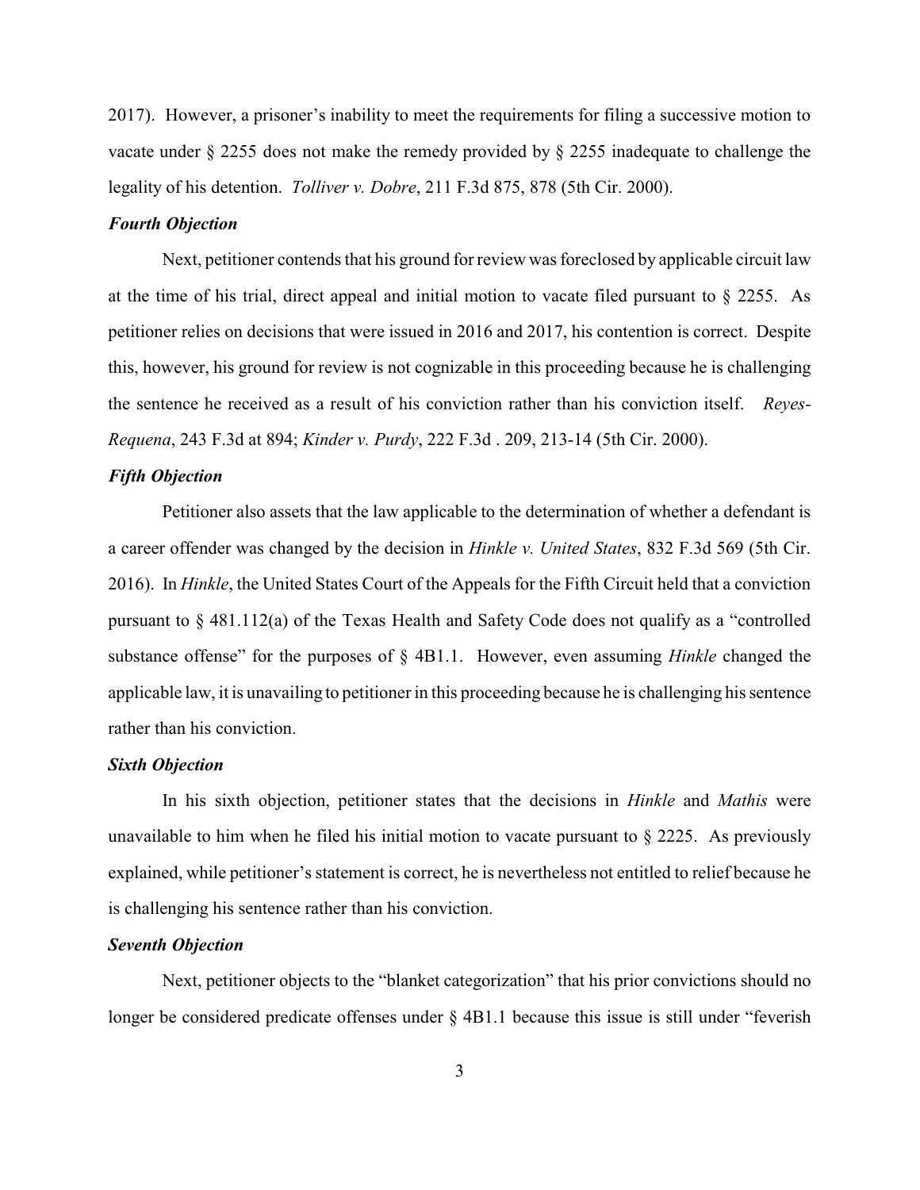2017). However, a prisoner's inability to meet the requirements for filing a successive motion to vacate under § 2255 does not make the remedy provided by § 2255 inadequate to challenge the legality of his detention. *Tolliver v. Dobre*, 211 F.3d 875, 878 (5th Cir. 2000).

***Fourth Objection***

Next, petitioner contends that his ground for review was foreclosed by applicable circuit law at the time of his trial, direct appeal and initial motion to vacate filed pursuant to § 2255. As petitioner relies on decisions that were issued in 2016 and 2017, his contention is correct. Despite this, however, his ground for review is not cognizable in this proceeding because he is challenging the sentence he received as a result of his conviction rather than his conviction itself. *Reyes-Requena*, 243 F.3d at 894; *Kinder v. Purdy*, 222 F.3d . 209, 213-14 (5th Cir. 2000).

***Fifth Objection***

Petitioner also assets that the law applicable to the determination of whether a defendant is a career offender was changed by the decision in *Hinkle v. United States*, 832 F.3d 569 (5th Cir. 2016). In *Hinkle*, the United States Court of the Appeals for the Fifth Circuit held that a conviction pursuant to § 481.112(a) of the Texas Health and Safety Code does not qualify as a "controlled substance offense" for the purposes of § 4B1.1. However, even assuming *Hinkle* changed the applicable law, it is unavailing to petitioner in this proceeding because he is challenging his sentence rather than his conviction.

***Sixth Objection***

In his sixth objection, petitioner states that the decisions in *Hinkle* and *Mathis* were unavailable to him when he filed his initial motion to vacate pursuant to § 2225. As previously explained, while petitioner's statement is correct, he is nevertheless not entitled to relief because he is challenging his sentence rather than his conviction.

***Seventh Objection***

Next, petitioner objects to the "blanket categorization" that his prior convictions should no longer be considered predicate offenses under § 4B1.1 because this issue is still under "feverish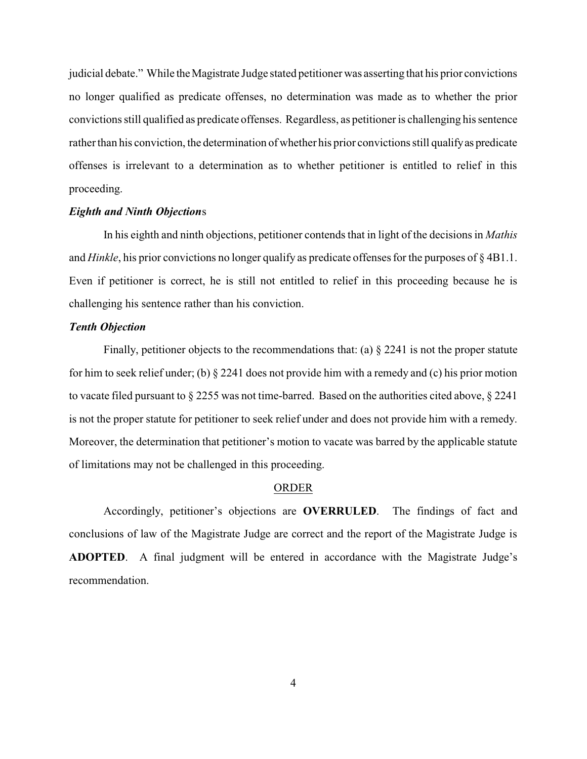judicial debate." While the Magistrate Judge stated petitioner was asserting that his prior convictions no longer qualified as predicate offenses, no determination was made as to whether the prior convictions still qualified as predicate offenses. Regardless, as petitioner is challenging his sentence rather than his conviction, the determination of whether his prior convictions still qualify as predicate offenses is irrelevant to a determination as to whether petitioner is entitled to relief in this proceeding.

***Eighth and Ninth Objection*s**

In his eighth and ninth objections, petitioner contends that in light of the decisions in *Mathis* and *Hinkle*, his prior convictions no longer qualify as predicate offenses for the purposes of § 4B1.1. Even if petitioner is correct, he is still not entitled to relief in this proceeding because he is challenging his sentence rather than his conviction.

***Tenth Objection***

Finally, petitioner objects to the recommendations that: (a) § 2241 is not the proper statute for him to seek relief under; (b) § 2241 does not provide him with a remedy and (c) his prior motion to vacate filed pursuant to § 2255 was not time-barred. Based on the authorities cited above, § 2241 is not the proper statute for petitioner to seek relief under and does not provide him with a remedy. Moreover, the determination that petitioner's motion to vacate was barred by the applicable statute of limitations may not be challenged in this proceeding.

ORDER

Accordingly, petitioner's objections are **OVERRULED**. The findings of fact and conclusions of law of the Magistrate Judge are correct and the report of the Magistrate Judge is **ADOPTED**. A final judgment will be entered in accordance with the Magistrate Judge's recommendation.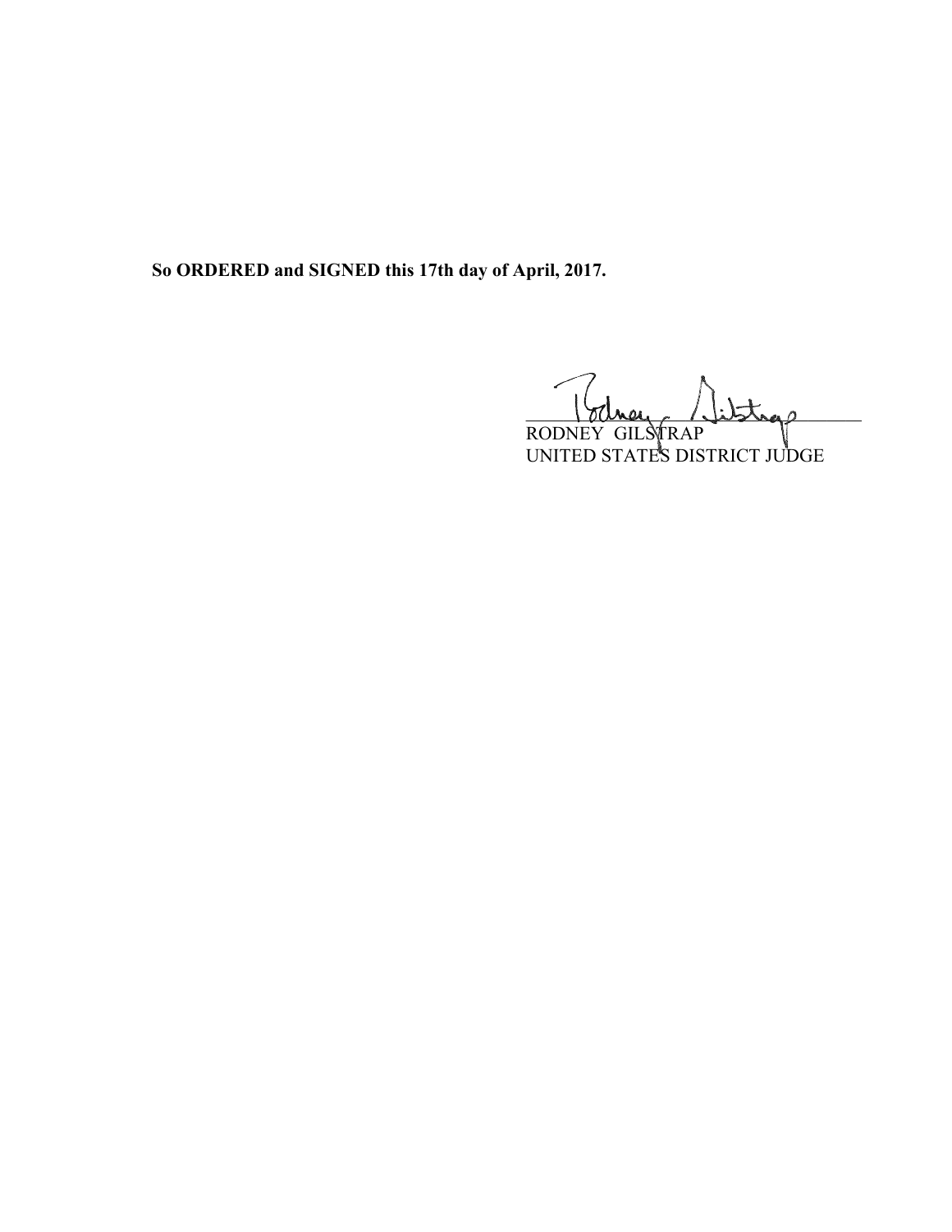**So ORDERED and SIGNED this 17th day of April, 2017.**

RODNEY GILSTRAP
UNITED STATES DISTRICT JUDGE